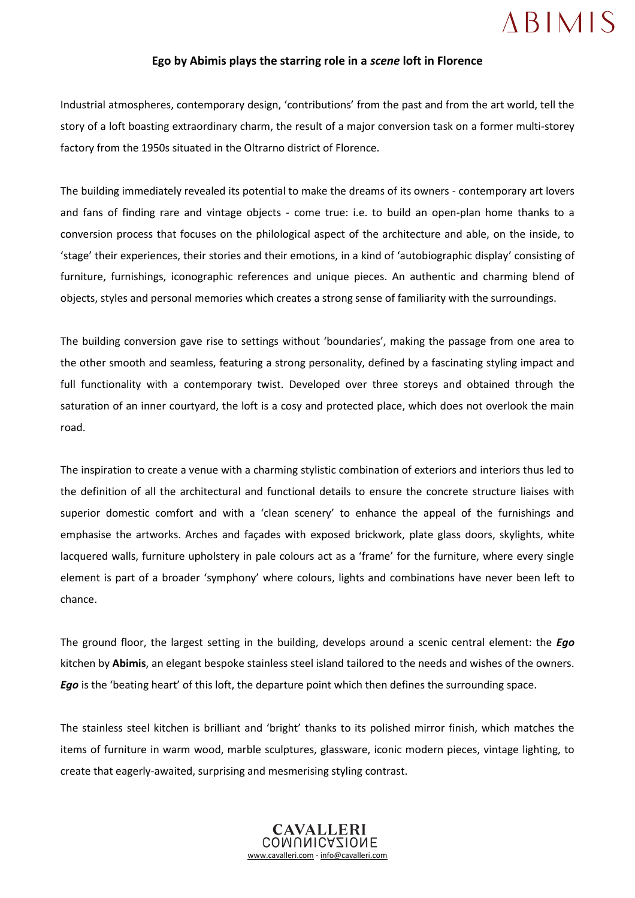**Ego by Abimis plays the starring role in a *scene* loft in Florence**

Industrial atmospheres, contemporary design, 'contributions' from the past and from the art world, tell the story of a loft boasting extraordinary charm, the result of a major conversion task on a former multi-storey factory from the 1950s situated in the Oltrarno district of Florence.

The building immediately revealed its potential to make the dreams of its owners - contemporary art lovers and fans of finding rare and vintage objects - come true: i.e. to build an open-plan home thanks to a conversion process that focuses on the philological aspect of the architecture and able, on the inside, to 'stage' their experiences, their stories and their emotions, in a kind of 'autobiographic display' consisting of furniture, furnishings, iconographic references and unique pieces. An authentic and charming blend of objects, styles and personal memories which creates a strong sense of familiarity with the surroundings.

The building conversion gave rise to settings without 'boundaries', making the passage from one area to the other smooth and seamless, featuring a strong personality, defined by a fascinating styling impact and full functionality with a contemporary twist. Developed over three storeys and obtained through the saturation of an inner courtyard, the loft is a cosy and protected place, which does not overlook the main road.

The inspiration to create a venue with a charming stylistic combination of exteriors and interiors thus led to the definition of all the architectural and functional details to ensure the concrete structure liaises with superior domestic comfort and with a 'clean scenery' to enhance the appeal of the furnishings and emphasise the artworks. Arches and façades with exposed brickwork, plate glass doors, skylights, white lacquered walls, furniture upholstery in pale colours act as a 'frame' for the furniture, where every single element is part of a broader 'symphony' where colours, lights and combinations have never been left to chance.

The ground floor, the largest setting in the building, develops around a scenic central element: the ***Ego*** kitchen by **Abimis**, an elegant bespoke stainless steel island tailored to the needs and wishes of the owners. ***Ego*** is the 'beating heart' of this loft, the departure point which then defines the surrounding space.

The stainless steel kitchen is brilliant and 'bright' thanks to its polished mirror finish, which matches the items of furniture in warm wood, marble sculptures, glassware, iconic modern pieces, vintage lighting, to create that eagerly-awaited, surprising and mesmerising styling contrast.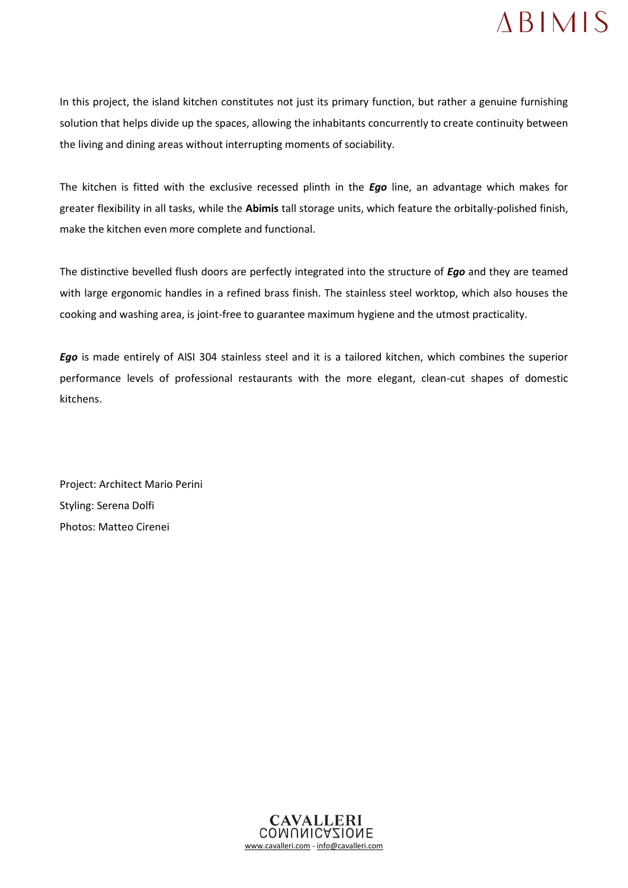In this project, the island kitchen constitutes not just its primary function, but rather a genuine furnishing solution that helps divide up the spaces, allowing the inhabitants concurrently to create continuity between the living and dining areas without interrupting moments of sociability.

The kitchen is fitted with the exclusive recessed plinth in the ***Ego*** line, an advantage which makes for greater flexibility in all tasks, while the **Abimis** tall storage units, which feature the orbitally-polished finish, make the kitchen even more complete and functional.

The distinctive bevelled flush doors are perfectly integrated into the structure of ***Ego*** and they are teamed with large ergonomic handles in a refined brass finish. The stainless steel worktop, which also houses the cooking and washing area, is joint-free to guarantee maximum hygiene and the utmost practicality.

***Ego*** is made entirely of AISI 304 stainless steel and it is a tailored kitchen, which combines the superior performance levels of professional restaurants with the more elegant, clean-cut shapes of domestic kitchens.

Project: Architect Mario Perini
Styling: Serena Dolfi
Photos: Matteo Cirenei